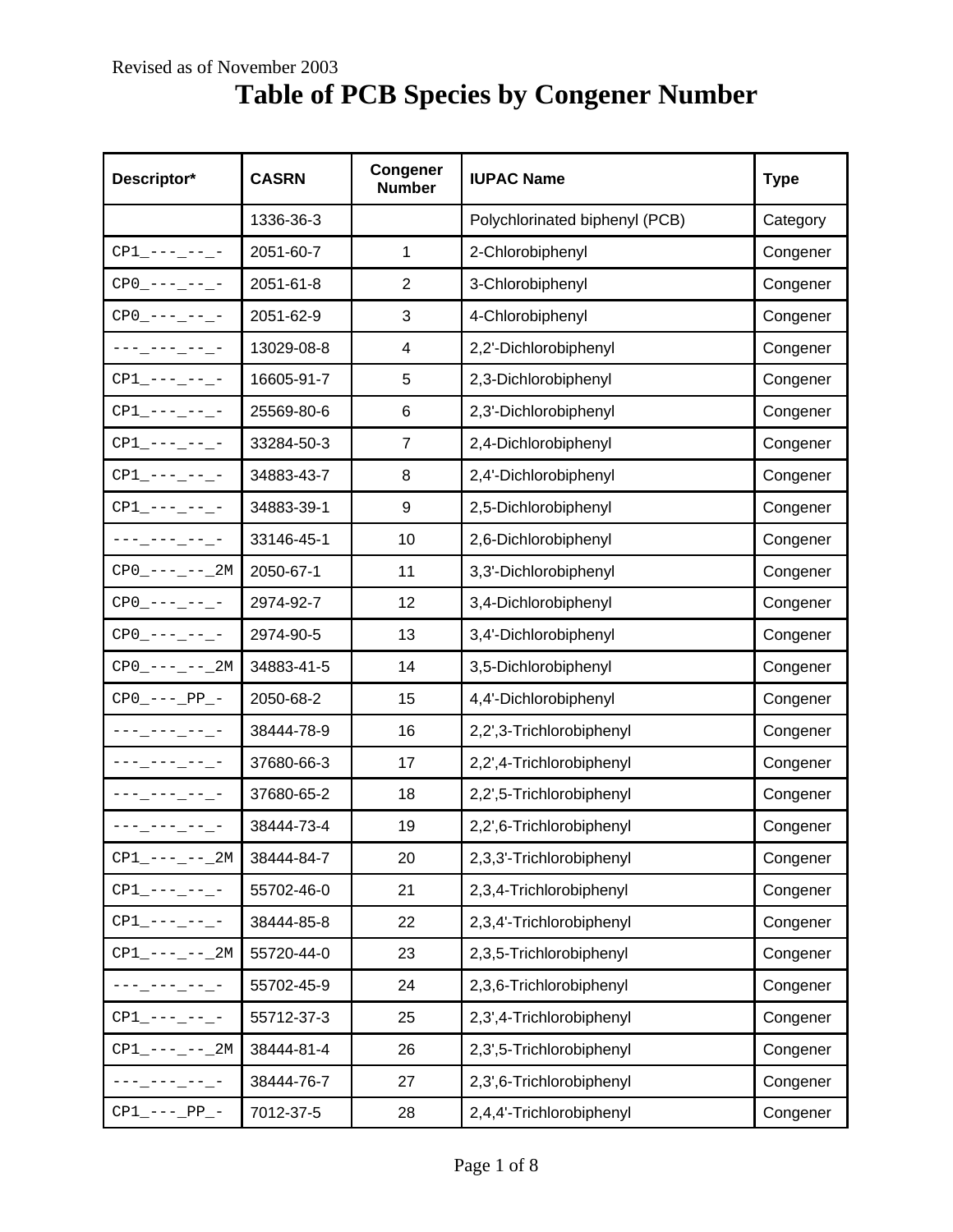Revised as of November 2003

# Table of PCB Species by Congener Number

| Descriptor* | CASRN | Congener Number | IUPAC Name | Type |
|---|---|---|---|---|
| | 1336-36-3 | | Polychlorinated biphenyl (PCB) | Category |
| CP1_---_--_- | 2051-60-7 | 1 | 2-Chlorobiphenyl | Congener |
| CP0_---_--_- | 2051-61-8 | 2 | 3-Chlorobiphenyl | Congener |
| CP0_---_--_- | 2051-62-9 | 3 | 4-Chlorobiphenyl | Congener |
| ---_---_--_- | 13029-08-8 | 4 | 2,2'-Dichlorobiphenyl | Congener |
| CP1_---_--_- | 16605-91-7 | 5 | 2,3-Dichlorobiphenyl | Congener |
| CP1_---_--_- | 25569-80-6 | 6 | 2,3'-Dichlorobiphenyl | Congener |
| CP1_---_--_- | 33284-50-3 | 7 | 2,4-Dichlorobiphenyl | Congener |
| CP1_---_--_- | 34883-43-7 | 8 | 2,4'-Dichlorobiphenyl | Congener |
| CP1_---_--_- | 34883-39-1 | 9 | 2,5-Dichlorobiphenyl | Congener |
| ---_---_--_- | 33146-45-1 | 10 | 2,6-Dichlorobiphenyl | Congener |
| CP0_---_--_2M | 2050-67-1 | 11 | 3,3'-Dichlorobiphenyl | Congener |
| CP0_---_--_- | 2974-92-7 | 12 | 3,4-Dichlorobiphenyl | Congener |
| CP0_---_--_- | 2974-90-5 | 13 | 3,4'-Dichlorobiphenyl | Congener |
| CP0_---_--_2M | 34883-41-5 | 14 | 3,5-Dichlorobiphenyl | Congener |
| CP0_---_PP_- | 2050-68-2 | 15 | 4,4'-Dichlorobiphenyl | Congener |
| ---_---_--_- | 38444-78-9 | 16 | 2,2',3-Trichlorobiphenyl | Congener |
| ---_---_--_- | 37680-66-3 | 17 | 2,2',4-Trichlorobiphenyl | Congener |
| ---_---_--_- | 37680-65-2 | 18 | 2,2',5-Trichlorobiphenyl | Congener |
| ---_---_--_- | 38444-73-4 | 19 | 2,2',6-Trichlorobiphenyl | Congener |
| CP1_---_--_2M | 38444-84-7 | 20 | 2,3,3'-Trichlorobiphenyl | Congener |
| CP1_---_--_- | 55702-46-0 | 21 | 2,3,4-Trichlorobiphenyl | Congener |
| CP1_---_--_- | 38444-85-8 | 22 | 2,3,4'-Trichlorobiphenyl | Congener |
| CP1_---_--_2M | 55720-44-0 | 23 | 2,3,5-Trichlorobiphenyl | Congener |
| ---_---_--_- | 55702-45-9 | 24 | 2,3,6-Trichlorobiphenyl | Congener |
| CP1_---_--_- | 55712-37-3 | 25 | 2,3',4-Trichlorobiphenyl | Congener |
| CP1_---_--_2M | 38444-81-4 | 26 | 2,3',5-Trichlorobiphenyl | Congener |
| ---_---_--_- | 38444-76-7 | 27 | 2,3',6-Trichlorobiphenyl | Congener |
| CP1_---_PP_- | 7012-37-5 | 28 | 2,4,4'-Trichlorobiphenyl | Congener |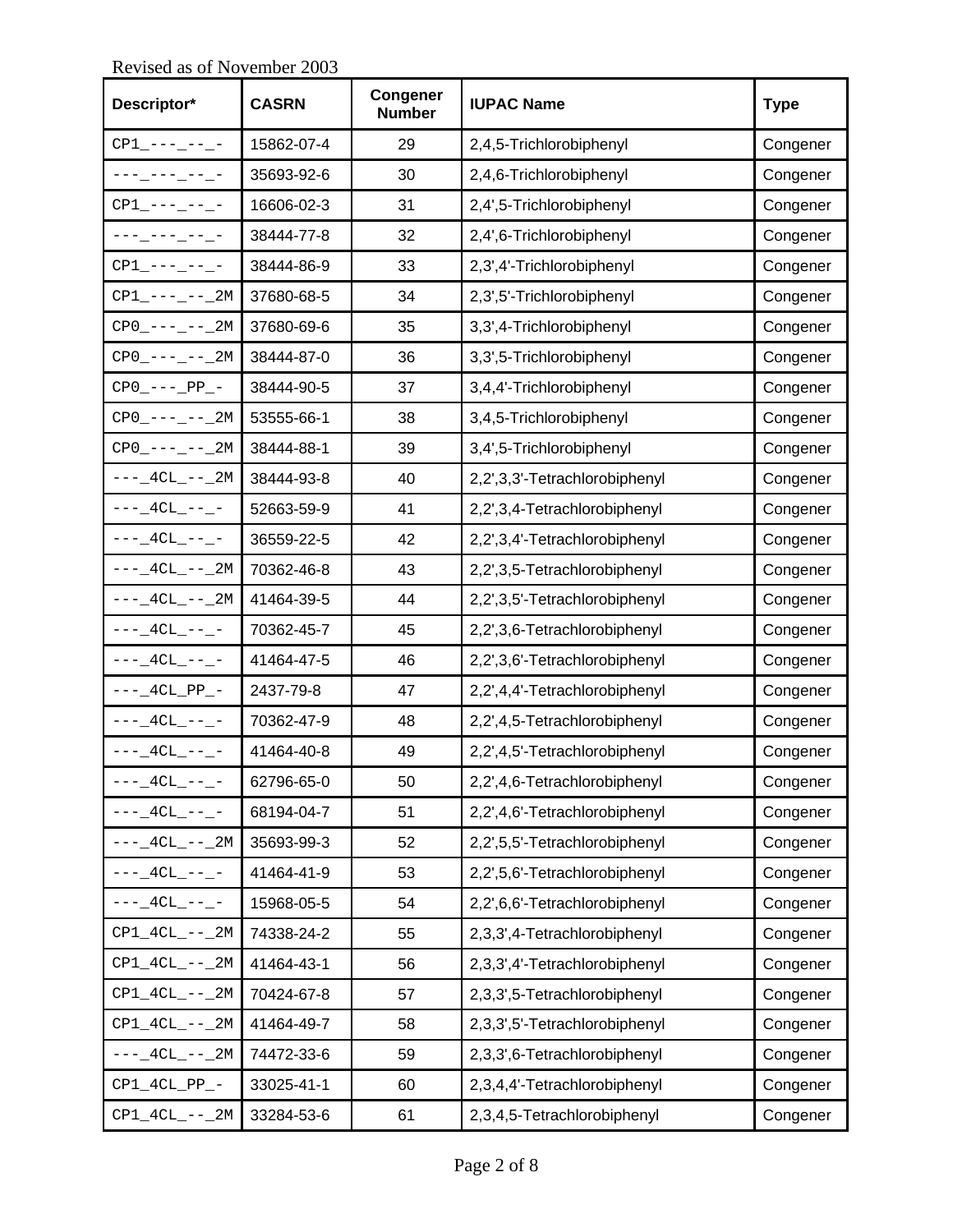Revised as of November 2003

| Descriptor* | CASRN | Congener Number | IUPAC Name | Type |
| --- | --- | --- | --- | --- |
| CP1_---_--_- | 15862-07-4 | 29 | 2,4,5-Trichlorobiphenyl | Congener |
| ---_---_--_- | 35693-92-6 | 30 | 2,4,6-Trichlorobiphenyl | Congener |
| CP1_---_--_- | 16606-02-3 | 31 | 2,4',5-Trichlorobiphenyl | Congener |
| ---_---_--_- | 38444-77-8 | 32 | 2,4',6-Trichlorobiphenyl | Congener |
| CP1_---_--_- | 38444-86-9 | 33 | 2,3',4'-Trichlorobiphenyl | Congener |
| CP1_---_--_2M | 37680-68-5 | 34 | 2,3',5'-Trichlorobiphenyl | Congener |
| CP0_---_--_2M | 37680-69-6 | 35 | 3,3',4-Trichlorobiphenyl | Congener |
| CP0_---_--_2M | 38444-87-0 | 36 | 3,3',5-Trichlorobiphenyl | Congener |
| CP0_---_PP_- | 38444-90-5 | 37 | 3,4,4'-Trichlorobiphenyl | Congener |
| CP0_---_--_2M | 53555-66-1 | 38 | 3,4,5-Trichlorobiphenyl | Congener |
| CP0_---_--_2M | 38444-88-1 | 39 | 3,4',5-Trichlorobiphenyl | Congener |
| ---_4CL_--_2M | 38444-93-8 | 40 | 2,2',3,3'-Tetrachlorobiphenyl | Congener |
| ---_4CL_--_- | 52663-59-9 | 41 | 2,2',3,4-Tetrachlorobiphenyl | Congener |
| ---_4CL_--_- | 36559-22-5 | 42 | 2,2',3,4'-Tetrachlorobiphenyl | Congener |
| ---_4CL_--_2M | 70362-46-8 | 43 | 2,2',3,5-Tetrachlorobiphenyl | Congener |
| ---_4CL_--_2M | 41464-39-5 | 44 | 2,2',3,5'-Tetrachlorobiphenyl | Congener |
| ---_4CL_--_- | 70362-45-7 | 45 | 2,2',3,6-Tetrachlorobiphenyl | Congener |
| ---_4CL_--_- | 41464-47-5 | 46 | 2,2',3,6'-Tetrachlorobiphenyl | Congener |
| ---_4CL_PP_- | 2437-79-8 | 47 | 2,2',4,4'-Tetrachlorobiphenyl | Congener |
| ---_4CL_--_- | 70362-47-9 | 48 | 2,2',4,5-Tetrachlorobiphenyl | Congener |
| ---_4CL_--_- | 41464-40-8 | 49 | 2,2',4,5'-Tetrachlorobiphenyl | Congener |
| ---_4CL_--_- | 62796-65-0 | 50 | 2,2',4,6-Tetrachlorobiphenyl | Congener |
| ---_4CL_--_- | 68194-04-7 | 51 | 2,2',4,6'-Tetrachlorobiphenyl | Congener |
| ---_4CL_--_2M | 35693-99-3 | 52 | 2,2',5,5'-Tetrachlorobiphenyl | Congener |
| ---_4CL_--_- | 41464-41-9 | 53 | 2,2',5,6'-Tetrachlorobiphenyl | Congener |
| ---_4CL_--_- | 15968-05-5 | 54 | 2,2',6,6'-Tetrachlorobiphenyl | Congener |
| CP1_4CL_--_2M | 74338-24-2 | 55 | 2,3,3',4-Tetrachlorobiphenyl | Congener |
| CP1_4CL_--_2M | 41464-43-1 | 56 | 2,3,3',4'-Tetrachlorobiphenyl | Congener |
| CP1_4CL_--_2M | 70424-67-8 | 57 | 2,3,3',5-Tetrachlorobiphenyl | Congener |
| CP1_4CL_--_2M | 41464-49-7 | 58 | 2,3,3',5'-Tetrachlorobiphenyl | Congener |
| ---_4CL_--_2M | 74472-33-6 | 59 | 2,3,3',6-Tetrachlorobiphenyl | Congener |
| CP1_4CL_PP_- | 33025-41-1 | 60 | 2,3,4,4'-Tetrachlorobiphenyl | Congener |
| CP1_4CL_--_2M | 33284-53-6 | 61 | 2,3,4,5-Tetrachlorobiphenyl | Congener |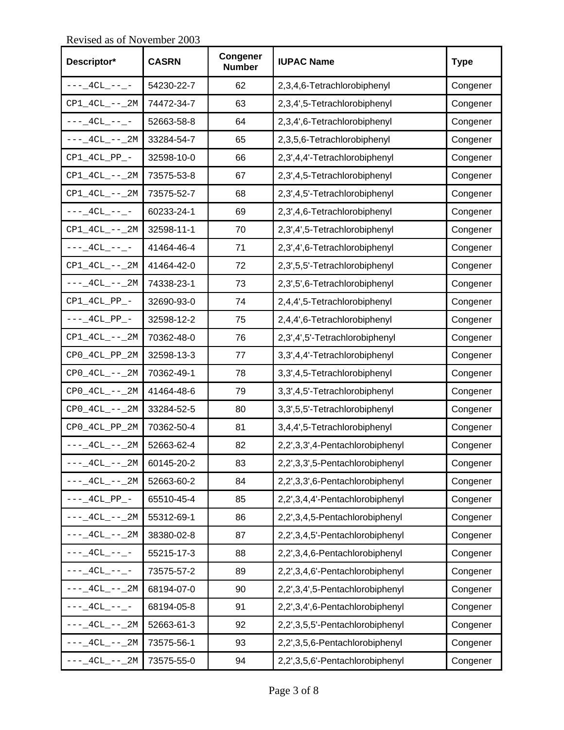Revised as of November 2003

| Descriptor* | CASRN | Congener Number | IUPAC Name | Type |
|---|---|---|---|---|
| ---_4CL_--_- | 54230-22-7 | 62 | 2,3,4,6-Tetrachlorobiphenyl | Congener |
| CP1_4CL_--_2M | 74472-34-7 | 63 | 2,3,4',5-Tetrachlorobiphenyl | Congener |
| ---_4CL_--_- | 52663-58-8 | 64 | 2,3,4',6-Tetrachlorobiphenyl | Congener |
| ---_4CL_--_2M | 33284-54-7 | 65 | 2,3,5,6-Tetrachlorobiphenyl | Congener |
| CP1_4CL_PP_- | 32598-10-0 | 66 | 2,3',4,4'-Tetrachlorobiphenyl | Congener |
| CP1_4CL_--_2M | 73575-53-8 | 67 | 2,3',4,5-Tetrachlorobiphenyl | Congener |
| CP1_4CL_--_2M | 73575-52-7 | 68 | 2,3',4,5'-Tetrachlorobiphenyl | Congener |
| ---_4CL_--_- | 60233-24-1 | 69 | 2,3',4,6-Tetrachlorobiphenyl | Congener |
| CP1_4CL_--_2M | 32598-11-1 | 70 | 2,3',4',5-Tetrachlorobiphenyl | Congener |
| ---_4CL_--_- | 41464-46-4 | 71 | 2,3',4',6-Tetrachlorobiphenyl | Congener |
| CP1_4CL_--_2M | 41464-42-0 | 72 | 2,3',5,5'-Tetrachlorobiphenyl | Congener |
| ---_4CL_--_2M | 74338-23-1 | 73 | 2,3',5',6-Tetrachlorobiphenyl | Congener |
| CP1_4CL_PP_- | 32690-93-0 | 74 | 2,4,4',5-Tetrachlorobiphenyl | Congener |
| ---_4CL_PP_- | 32598-12-2 | 75 | 2,4,4',6-Tetrachlorobiphenyl | Congener |
| CP1_4CL_--_2M | 70362-48-0 | 76 | 2,3',4',5'-Tetrachlorobiphenyl | Congener |
| CP0_4CL_PP_2M | 32598-13-3 | 77 | 3,3',4,4'-Tetrachlorobiphenyl | Congener |
| CP0_4CL_--_2M | 70362-49-1 | 78 | 3,3',4,5-Tetrachlorobiphenyl | Congener |
| CP0_4CL_--_2M | 41464-48-6 | 79 | 3,3',4,5'-Tetrachlorobiphenyl | Congener |
| CP0_4CL_--_2M | 33284-52-5 | 80 | 3,3',5,5'-Tetrachlorobiphenyl | Congener |
| CP0_4CL_PP_2M | 70362-50-4 | 81 | 3,4,4',5-Tetrachlorobiphenyl | Congener |
| ---_4CL_--_2M | 52663-62-4 | 82 | 2,2',3,3',4-Pentachlorobiphenyl | Congener |
| ---_4CL_--_2M | 60145-20-2 | 83 | 2,2',3,3',5-Pentachlorobiphenyl | Congener |
| ---_4CL_--_2M | 52663-60-2 | 84 | 2,2',3,3',6-Pentachlorobiphenyl | Congener |
| ---_4CL_PP_- | 65510-45-4 | 85 | 2,2',3,4,4'-Pentachlorobiphenyl | Congener |
| ---_4CL_--_2M | 55312-69-1 | 86 | 2,2',3,4,5-Pentachlorobiphenyl | Congener |
| ---_4CL_--_2M | 38380-02-8 | 87 | 2,2',3,4,5'-Pentachlorobiphenyl | Congener |
| ---_4CL_--_- | 55215-17-3 | 88 | 2,2',3,4,6-Pentachlorobiphenyl | Congener |
| ---_4CL_--_- | 73575-57-2 | 89 | 2,2',3,4,6'-Pentachlorobiphenyl | Congener |
| ---_4CL_--_2M | 68194-07-0 | 90 | 2,2',3,4',5-Pentachlorobiphenyl | Congener |
| ---_4CL_--_- | 68194-05-8 | 91 | 2,2',3,4',6-Pentachlorobiphenyl | Congener |
| ---_4CL_--_2M | 52663-61-3 | 92 | 2,2',3,5,5'-Pentachlorobiphenyl | Congener |
| ---_4CL_--_2M | 73575-56-1 | 93 | 2,2',3,5,6-Pentachlorobiphenyl | Congener |
| ---_4CL_--_2M | 73575-55-0 | 94 | 2,2',3,5,6'-Pentachlorobiphenyl | Congener |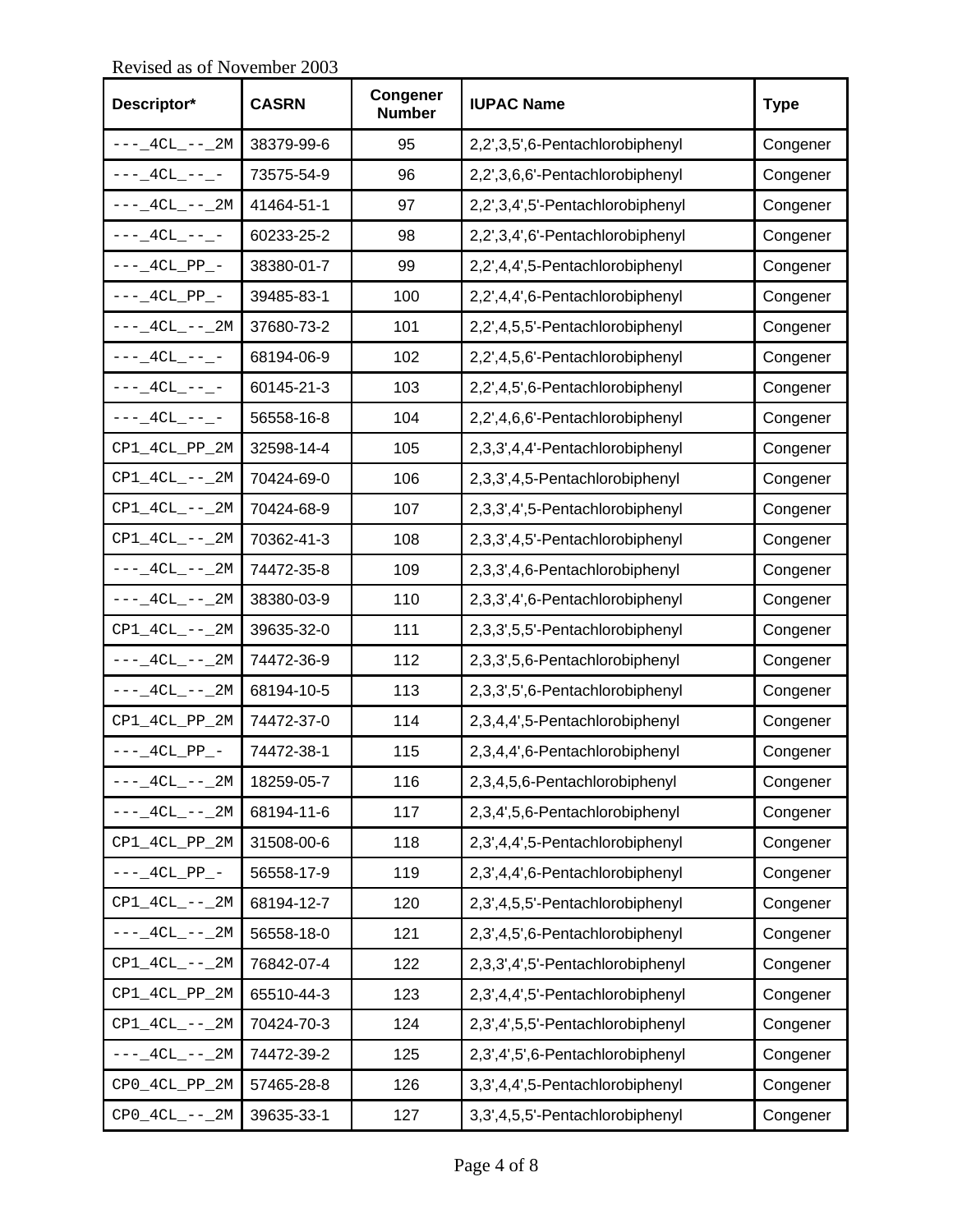Revised as of November 2003

| Descriptor* | CASRN | Congener Number | IUPAC Name | Type |
|---|---|---|---|---|
| ---_4CL_--_2M | 38379-99-6 | 95 | 2,2',3,5',6-Pentachlorobiphenyl | Congener |
| ---_4CL_--_- | 73575-54-9 | 96 | 2,2',3,6,6'-Pentachlorobiphenyl | Congener |
| ---_4CL_--_2M | 41464-51-1 | 97 | 2,2',3,4',5'-Pentachlorobiphenyl | Congener |
| ---_4CL_--_- | 60233-25-2 | 98 | 2,2',3,4',6'-Pentachlorobiphenyl | Congener |
| ---_4CL_PP_- | 38380-01-7 | 99 | 2,2',4,4',5-Pentachlorobiphenyl | Congener |
| ---_4CL_PP_- | 39485-83-1 | 100 | 2,2',4,4',6-Pentachlorobiphenyl | Congener |
| ---_4CL_--_2M | 37680-73-2 | 101 | 2,2',4,5,5'-Pentachlorobiphenyl | Congener |
| ---_4CL_--_- | 68194-06-9 | 102 | 2,2',4,5,6'-Pentachlorobiphenyl | Congener |
| ---_4CL_--_- | 60145-21-3 | 103 | 2,2',4,5',6-Pentachlorobiphenyl | Congener |
| ---_4CL_--_- | 56558-16-8 | 104 | 2,2',4,6,6'-Pentachlorobiphenyl | Congener |
| CP1_4CL_PP_2M | 32598-14-4 | 105 | 2,3,3',4,4'-Pentachlorobiphenyl | Congener |
| CP1_4CL_--_2M | 70424-69-0 | 106 | 2,3,3',4,5-Pentachlorobiphenyl | Congener |
| CP1_4CL_--_2M | 70424-68-9 | 107 | 2,3,3',4',5-Pentachlorobiphenyl | Congener |
| CP1_4CL_--_2M | 70362-41-3 | 108 | 2,3,3',4,5'-Pentachlorobiphenyl | Congener |
| ---_4CL_--_2M | 74472-35-8 | 109 | 2,3,3',4,6-Pentachlorobiphenyl | Congener |
| ---_4CL_--_2M | 38380-03-9 | 110 | 2,3,3',4',6-Pentachlorobiphenyl | Congener |
| CP1_4CL_--_2M | 39635-32-0 | 111 | 2,3,3',5,5'-Pentachlorobiphenyl | Congener |
| ---_4CL_--_2M | 74472-36-9 | 112 | 2,3,3',5,6-Pentachlorobiphenyl | Congener |
| ---_4CL_--_2M | 68194-10-5 | 113 | 2,3,3',5',6-Pentachlorobiphenyl | Congener |
| CP1_4CL_PP_2M | 74472-37-0 | 114 | 2,3,4,4',5-Pentachlorobiphenyl | Congener |
| ---_4CL_PP_- | 74472-38-1 | 115 | 2,3,4,4',6-Pentachlorobiphenyl | Congener |
| ---_4CL_--_2M | 18259-05-7 | 116 | 2,3,4,5,6-Pentachlorobiphenyl | Congener |
| ---_4CL_--_2M | 68194-11-6 | 117 | 2,3,4',5,6-Pentachlorobiphenyl | Congener |
| CP1_4CL_PP_2M | 31508-00-6 | 118 | 2,3',4,4',5-Pentachlorobiphenyl | Congener |
| ---_4CL_PP_- | 56558-17-9 | 119 | 2,3',4,4',6-Pentachlorobiphenyl | Congener |
| CP1_4CL_--_2M | 68194-12-7 | 120 | 2,3',4,5,5'-Pentachlorobiphenyl | Congener |
| ---_4CL_--_2M | 56558-18-0 | 121 | 2,3',4,5',6-Pentachlorobiphenyl | Congener |
| CP1_4CL_--_2M | 76842-07-4 | 122 | 2,3,3',4',5'-Pentachlorobiphenyl | Congener |
| CP1_4CL_PP_2M | 65510-44-3 | 123 | 2,3',4,4',5'-Pentachlorobiphenyl | Congener |
| CP1_4CL_--_2M | 70424-70-3 | 124 | 2,3',4',5,5'-Pentachlorobiphenyl | Congener |
| ---_4CL_--_2M | 74472-39-2 | 125 | 2,3',4',5',6-Pentachlorobiphenyl | Congener |
| CP0_4CL_PP_2M | 57465-28-8 | 126 | 3,3',4,4',5-Pentachlorobiphenyl | Congener |
| CP0_4CL_--_2M | 39635-33-1 | 127 | 3,3',4,5,5'-Pentachlorobiphenyl | Congener |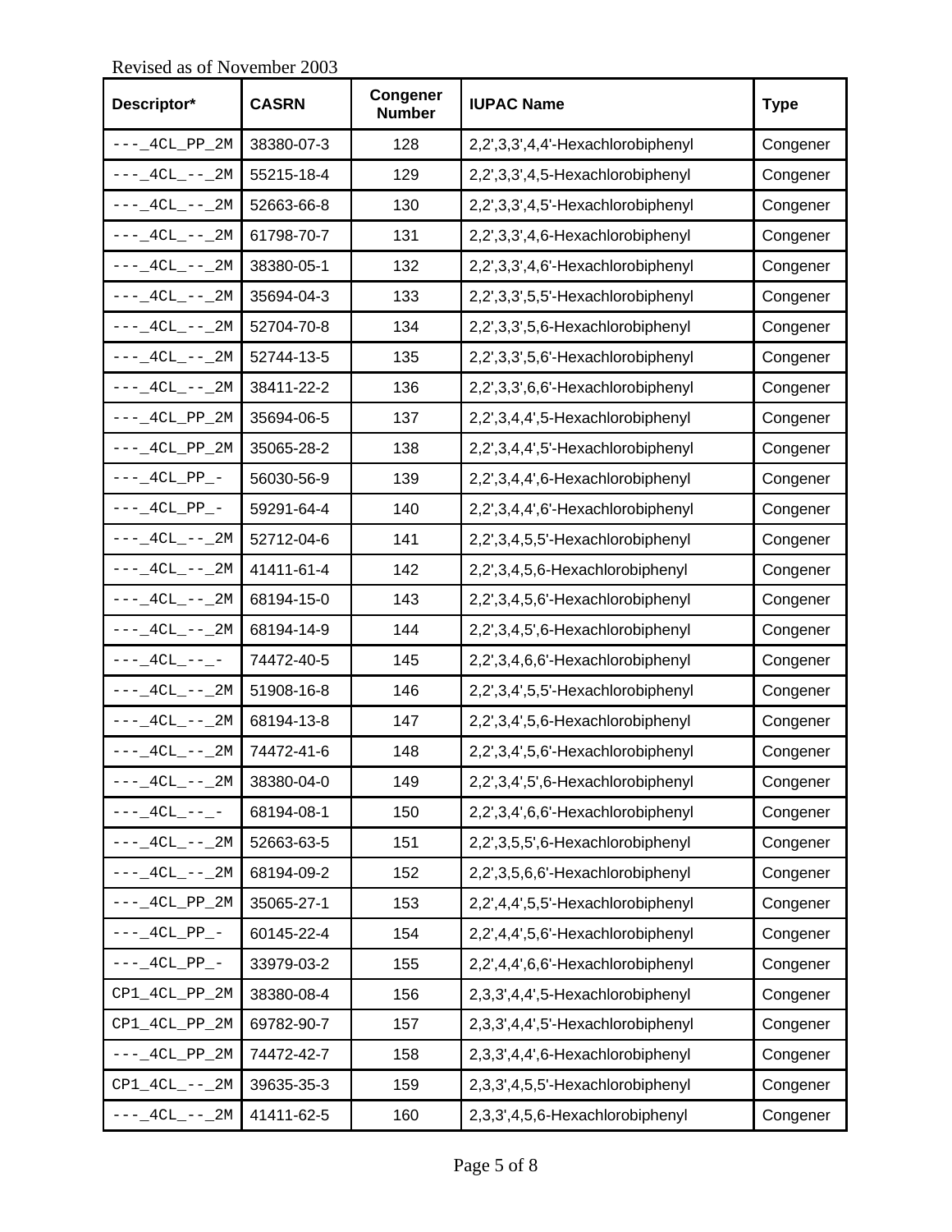Revised as of November 2003

| Descriptor* | CASRN | Congener Number | IUPAC Name | Type |
|---|---|---|---|---|
| ---_4CL_PP_2M | 38380-07-3 | 128 | 2,2',3,3',4,4'-Hexachlorobiphenyl | Congener |
| ---_4CL_--_2M | 55215-18-4 | 129 | 2,2',3,3',4,5-Hexachlorobiphenyl | Congener |
| ---_4CL_--_2M | 52663-66-8 | 130 | 2,2',3,3',4,5'-Hexachlorobiphenyl | Congener |
| ---_4CL_--_2M | 61798-70-7 | 131 | 2,2',3,3',4,6-Hexachlorobiphenyl | Congener |
| ---_4CL_--_2M | 38380-05-1 | 132 | 2,2',3,3',4,6'-Hexachlorobiphenyl | Congener |
| ---_4CL_--_2M | 35694-04-3 | 133 | 2,2',3,3',5,5'-Hexachlorobiphenyl | Congener |
| ---_4CL_--_2M | 52704-70-8 | 134 | 2,2',3,3',5,6-Hexachlorobiphenyl | Congener |
| ---_4CL_--_2M | 52744-13-5 | 135 | 2,2',3,3',5,6'-Hexachlorobiphenyl | Congener |
| ---_4CL_--_2M | 38411-22-2 | 136 | 2,2',3,3',6,6'-Hexachlorobiphenyl | Congener |
| ---_4CL_PP_2M | 35694-06-5 | 137 | 2,2',3,4,4',5-Hexachlorobiphenyl | Congener |
| ---_4CL_PP_2M | 35065-28-2 | 138 | 2,2',3,4,4',5'-Hexachlorobiphenyl | Congener |
| ---_4CL_PP_- | 56030-56-9 | 139 | 2,2',3,4,4',6-Hexachlorobiphenyl | Congener |
| ---_4CL_PP_- | 59291-64-4 | 140 | 2,2',3,4,4',6'-Hexachlorobiphenyl | Congener |
| ---_4CL_--_2M | 52712-04-6 | 141 | 2,2',3,4,5,5'-Hexachlorobiphenyl | Congener |
| ---_4CL_--_2M | 41411-61-4 | 142 | 2,2',3,4,5,6-Hexachlorobiphenyl | Congener |
| ---_4CL_--_2M | 68194-15-0 | 143 | 2,2',3,4,5,6'-Hexachlorobiphenyl | Congener |
| ---_4CL_--_2M | 68194-14-9 | 144 | 2,2',3,4,5',6-Hexachlorobiphenyl | Congener |
| ---_4CL_--_- | 74472-40-5 | 145 | 2,2',3,4,6,6'-Hexachlorobiphenyl | Congener |
| ---_4CL_--_2M | 51908-16-8 | 146 | 2,2',3,4',5,5'-Hexachlorobiphenyl | Congener |
| ---_4CL_--_2M | 68194-13-8 | 147 | 2,2',3,4',5,6-Hexachlorobiphenyl | Congener |
| ---_4CL_--_2M | 74472-41-6 | 148 | 2,2',3,4',5,6'-Hexachlorobiphenyl | Congener |
| ---_4CL_--_2M | 38380-04-0 | 149 | 2,2',3,4',5',6-Hexachlorobiphenyl | Congener |
| ---_4CL_--_- | 68194-08-1 | 150 | 2,2',3,4',6,6'-Hexachlorobiphenyl | Congener |
| ---_4CL_--_2M | 52663-63-5 | 151 | 2,2',3,5,5',6-Hexachlorobiphenyl | Congener |
| ---_4CL_--_2M | 68194-09-2 | 152 | 2,2',3,5,6,6'-Hexachlorobiphenyl | Congener |
| ---_4CL_PP_2M | 35065-27-1 | 153 | 2,2',4,4',5,5'-Hexachlorobiphenyl | Congener |
| ---_4CL_PP_- | 60145-22-4 | 154 | 2,2',4,4',5,6'-Hexachlorobiphenyl | Congener |
| ---_4CL_PP_- | 33979-03-2 | 155 | 2,2',4,4',6,6'-Hexachlorobiphenyl | Congener |
| CP1_4CL_PP_2M | 38380-08-4 | 156 | 2,3,3',4,4',5-Hexachlorobiphenyl | Congener |
| CP1_4CL_PP_2M | 69782-90-7 | 157 | 2,3,3',4,4',5'-Hexachlorobiphenyl | Congener |
| ---_4CL_PP_2M | 74472-42-7 | 158 | 2,3,3',4,4',6-Hexachlorobiphenyl | Congener |
| CP1_4CL_--_2M | 39635-35-3 | 159 | 2,3,3',4,5,5'-Hexachlorobiphenyl | Congener |
| ---_4CL_--_2M | 41411-62-5 | 160 | 2,3,3',4,5,6-Hexachlorobiphenyl | Congener |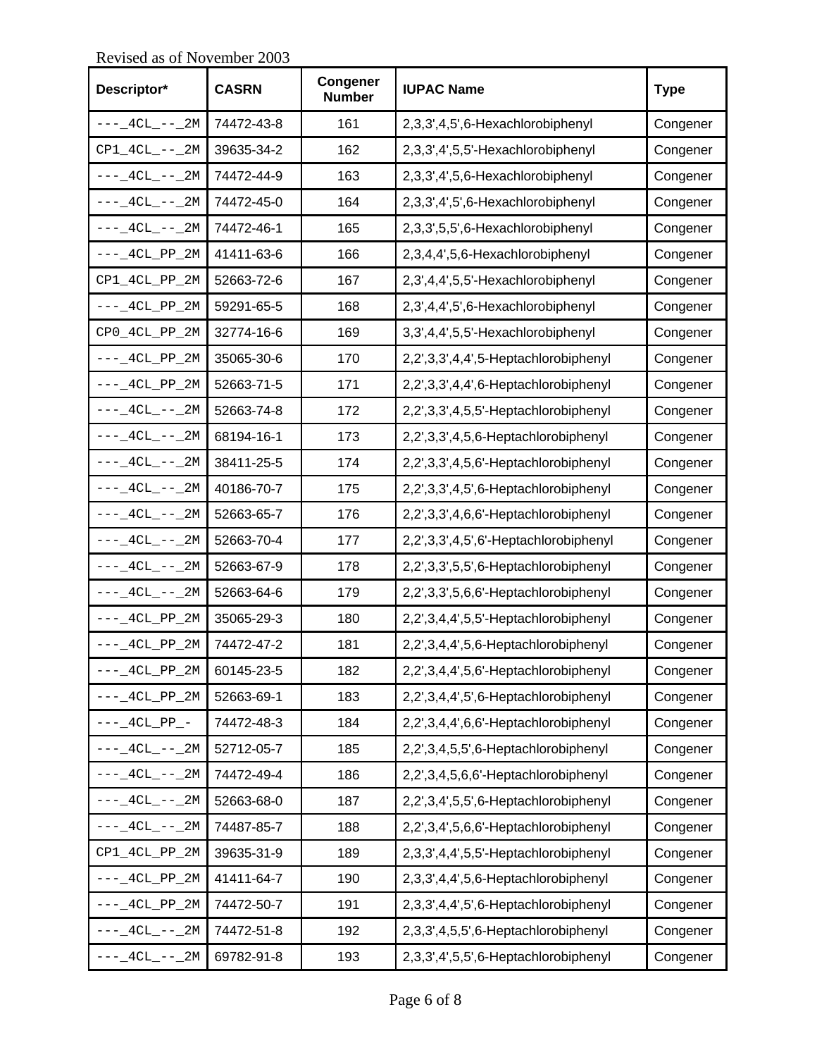Revised as of November 2003

| Descriptor* | CASRN | Congener Number | IUPAC Name | Type |
|---|---|---|---|---|
| ---_4CL_--_2M | 74472-43-8 | 161 | 2,3,3',4,5',6-Hexachlorobiphenyl | Congener |
| CP1_4CL_--_2M | 39635-34-2 | 162 | 2,3,3',4',5,5'-Hexachlorobiphenyl | Congener |
| ---_4CL_--_2M | 74472-44-9 | 163 | 2,3,3',4',5,6-Hexachlorobiphenyl | Congener |
| ---_4CL_--_2M | 74472-45-0 | 164 | 2,3,3',4',5',6-Hexachlorobiphenyl | Congener |
| ---_4CL_--_2M | 74472-46-1 | 165 | 2,3,3',5,5',6-Hexachlorobiphenyl | Congener |
| ---_4CL_PP_2M | 41411-63-6 | 166 | 2,3,4,4',5,6-Hexachlorobiphenyl | Congener |
| CP1_4CL_PP_2M | 52663-72-6 | 167 | 2,3',4,4',5,5'-Hexachlorobiphenyl | Congener |
| ---_4CL_PP_2M | 59291-65-5 | 168 | 2,3',4,4',5',6-Hexachlorobiphenyl | Congener |
| CP0_4CL_PP_2M | 32774-16-6 | 169 | 3,3',4,4',5,5'-Hexachlorobiphenyl | Congener |
| ---_4CL_PP_2M | 35065-30-6 | 170 | 2,2',3,3',4,4',5-Heptachlorobiphenyl | Congener |
| ---_4CL_PP_2M | 52663-71-5 | 171 | 2,2',3,3',4,4',6-Heptachlorobiphenyl | Congener |
| ---_4CL_--_2M | 52663-74-8 | 172 | 2,2',3,3',4,5,5'-Heptachlorobiphenyl | Congener |
| ---_4CL_--_2M | 68194-16-1 | 173 | 2,2',3,3',4,5,6-Heptachlorobiphenyl | Congener |
| ---_4CL_--_2M | 38411-25-5 | 174 | 2,2',3,3',4,5,6'-Heptachlorobiphenyl | Congener |
| ---_4CL_--_2M | 40186-70-7 | 175 | 2,2',3,3',4,5',6-Heptachlorobiphenyl | Congener |
| ---_4CL_--_2M | 52663-65-7 | 176 | 2,2',3,3',4,6,6'-Heptachlorobiphenyl | Congener |
| ---_4CL_--_2M | 52663-70-4 | 177 | 2,2',3,3',4,5',6'-Heptachlorobiphenyl | Congener |
| ---_4CL_--_2M | 52663-67-9 | 178 | 2,2',3,3',5,5',6-Heptachlorobiphenyl | Congener |
| ---_4CL_--_2M | 52663-64-6 | 179 | 2,2',3,3',5,6,6'-Heptachlorobiphenyl | Congener |
| ---_4CL_PP_2M | 35065-29-3 | 180 | 2,2',3,4,4',5,5'-Heptachlorobiphenyl | Congener |
| ---_4CL_PP_2M | 74472-47-2 | 181 | 2,2',3,4,4',5,6-Heptachlorobiphenyl | Congener |
| ---_4CL_PP_2M | 60145-23-5 | 182 | 2,2',3,4,4',5,6'-Heptachlorobiphenyl | Congener |
| ---_4CL_PP_2M | 52663-69-1 | 183 | 2,2',3,4,4',5',6-Heptachlorobiphenyl | Congener |
| ---_4CL_PP_- | 74472-48-3 | 184 | 2,2',3,4,4',6,6'-Heptachlorobiphenyl | Congener |
| ---_4CL_--_2M | 52712-05-7 | 185 | 2,2',3,4,5,5',6-Heptachlorobiphenyl | Congener |
| ---_4CL_--_2M | 74472-49-4 | 186 | 2,2',3,4,5,6,6'-Heptachlorobiphenyl | Congener |
| ---_4CL_--_2M | 52663-68-0 | 187 | 2,2',3,4',5,5',6-Heptachlorobiphenyl | Congener |
| ---_4CL_--_2M | 74487-85-7 | 188 | 2,2',3,4',5,6,6'-Heptachlorobiphenyl | Congener |
| CP1_4CL_PP_2M | 39635-31-9 | 189 | 2,3,3',4,4',5,5'-Heptachlorobiphenyl | Congener |
| ---_4CL_PP_2M | 41411-64-7 | 190 | 2,3,3',4,4',5,6-Heptachlorobiphenyl | Congener |
| ---_4CL_PP_2M | 74472-50-7 | 191 | 2,3,3',4,4',5',6-Heptachlorobiphenyl | Congener |
| ---_4CL_--_2M | 74472-51-8 | 192 | 2,3,3',4,5,5',6-Heptachlorobiphenyl | Congener |
| ---_4CL_--_2M | 69782-91-8 | 193 | 2,3,3',4',5,5',6-Heptachlorobiphenyl | Congener |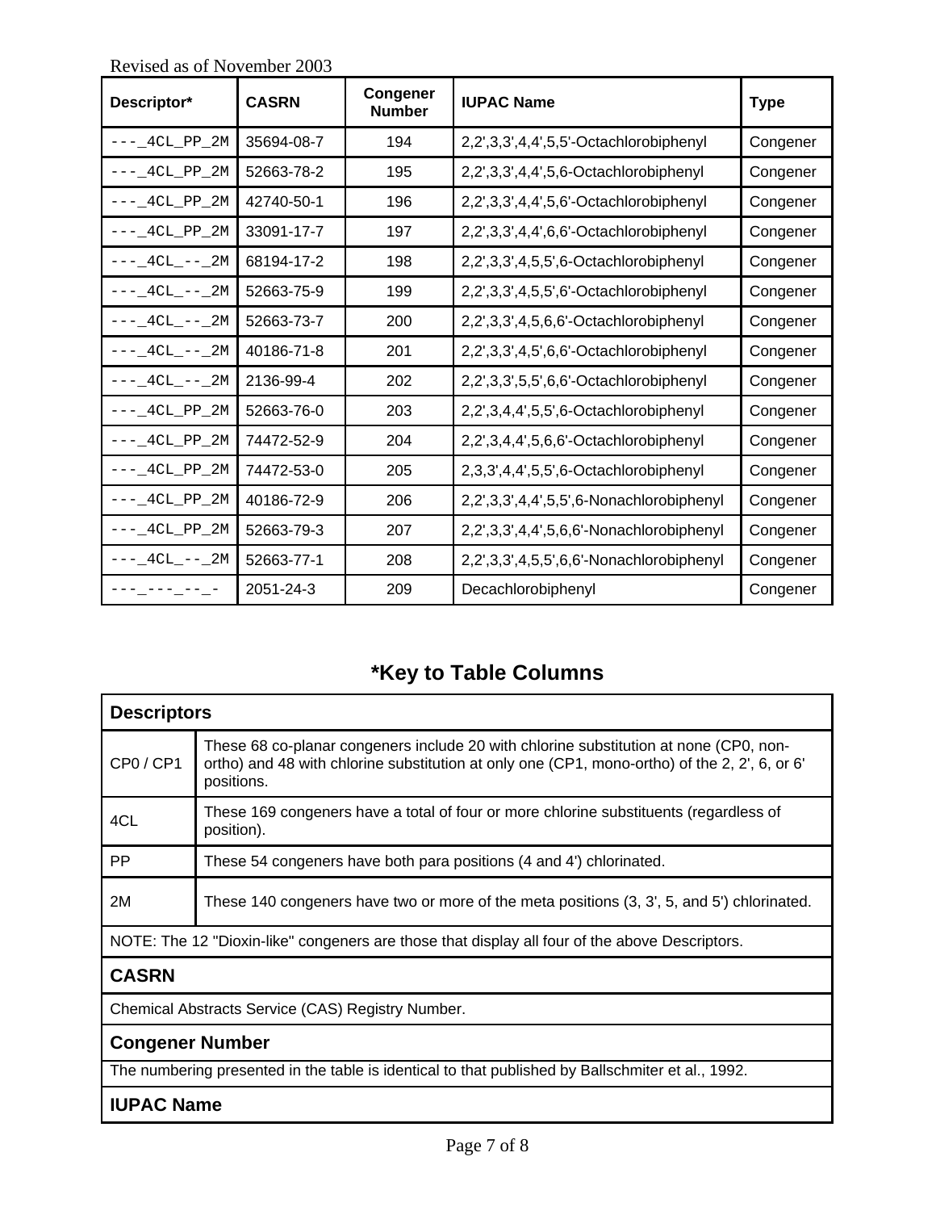Revised as of November 2003

| Descriptor* | CASRN | Congener Number | IUPAC Name | Type |
|---|---|---|---|---|
| ---_4CL_PP_2M | 35694-08-7 | 194 | 2,2',3,3',4,4',5,5'-Octachlorobiphenyl | Congener |
| ---_4CL_PP_2M | 52663-78-2 | 195 | 2,2',3,3',4,4',5,6-Octachlorobiphenyl | Congener |
| ---_4CL_PP_2M | 42740-50-1 | 196 | 2,2',3,3',4,4',5,6'-Octachlorobiphenyl | Congener |
| ---_4CL_PP_2M | 33091-17-7 | 197 | 2,2',3,3',4,4',6,6'-Octachlorobiphenyl | Congener |
| ---_4CL_--_2M | 68194-17-2 | 198 | 2,2',3,3',4,5,5',6-Octachlorobiphenyl | Congener |
| ---_4CL_--_2M | 52663-75-9 | 199 | 2,2',3,3',4,5,5',6'-Octachlorobiphenyl | Congener |
| ---_4CL_--_2M | 52663-73-7 | 200 | 2,2',3,3',4,5,6,6'-Octachlorobiphenyl | Congener |
| ---_4CL_--_2M | 40186-71-8 | 201 | 2,2',3,3',4,5',6,6'-Octachlorobiphenyl | Congener |
| ---_4CL_--_2M | 2136-99-4 | 202 | 2,2',3,3',5,5',6,6'-Octachlorobiphenyl | Congener |
| ---_4CL_PP_2M | 52663-76-0 | 203 | 2,2',3,4,4',5,5',6-Octachlorobiphenyl | Congener |
| ---_4CL_PP_2M | 74472-52-9 | 204 | 2,2',3,4,4',5,6,6'-Octachlorobiphenyl | Congener |
| ---_4CL_PP_2M | 74472-53-0 | 205 | 2,3,3',4,4',5,5',6-Octachlorobiphenyl | Congener |
| ---_4CL_PP_2M | 40186-72-9 | 206 | 2,2',3,3',4,4',5,5',6-Nonachlorobiphenyl | Congener |
| ---_4CL_PP_2M | 52663-79-3 | 207 | 2,2',3,3',4,4',5,6,6'-Nonachlorobiphenyl | Congener |
| ---_4CL_--_2M | 52663-77-1 | 208 | 2,2',3,3',4,5,5',6,6'-Nonachlorobiphenyl | Congener |
| ---_---_--_- | 2051-24-3 | 209 | Decachlorobiphenyl | Congener |

## *Key to Table Columns

| Descriptors | |
|---|---|
| CP0 / CP1 | These 68 co-planar congeners include 20 with chlorine substitution at none (CP0, non-ortho) and 48 with chlorine substitution at only one (CP1, mono-ortho) of the 2, 2', 6, or 6' positions. |
| 4CL | These 169 congeners have a total of four or more chlorine substituents (regardless of position). |
| PP | These 54 congeners have both para positions (4 and 4') chlorinated. |
| 2M | These 140 congeners have two or more of the meta positions (3, 3', 5, and 5') chlorinated. |
| NOTE: The 12 "Dioxin-like" congeners are those that display all four of the above Descriptors. | |
| **CASRN** | |
| Chemical Abstracts Service (CAS) Registry Number. | |
| **Congener Number** | |
| The numbering presented in the table is identical to that published by Ballschmiter et al., 1992. | |
| **IUPAC Name** | |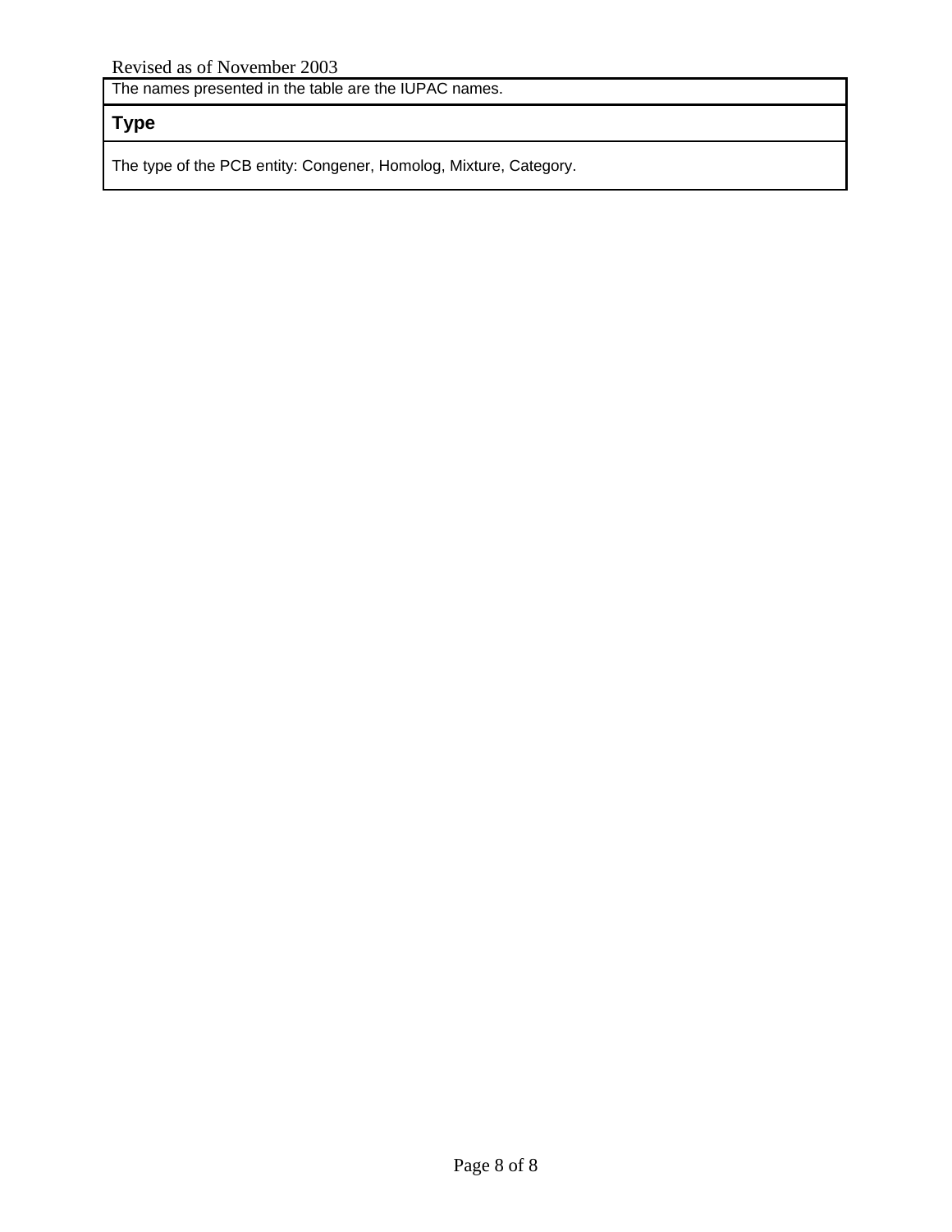The names presented in the table are the IUPAC names.

**Type**

The type of the PCB entity: Congener, Homolog, Mixture, Category.